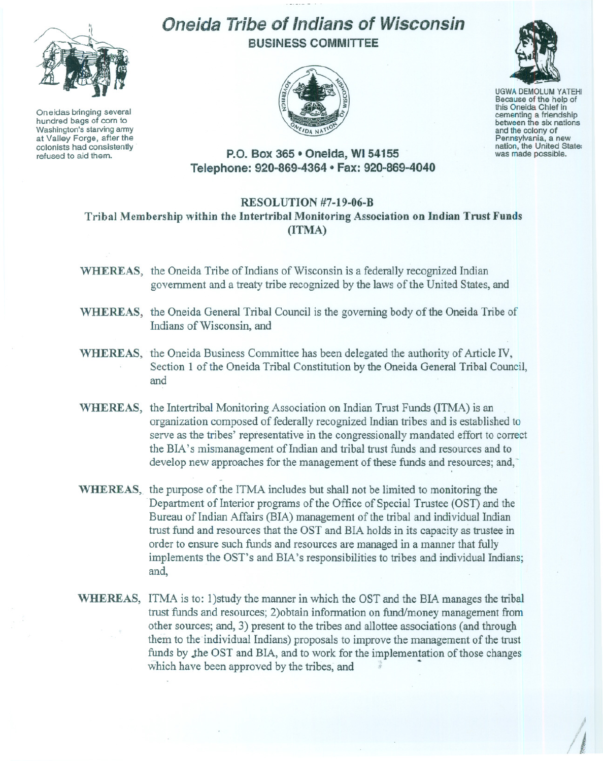# Oneida Tribe of Indians of Wisconsin

## BUSINESS COMMITTEE

Oneidas bringing several hundred bags of corn to Washington's starving army at Valley Forge, after the colonists had consistently refused to aid them.

UGWA DEMOLUM YATEHI
Because of the help of this Oneida Chief in cementing a friendship between the six nations and the colony of Pennsylvania, a new nation, the United States was made possible.

**P.O. Box 365 • Oneida, WI 54155**
**Telephone: 920-869-4364 • Fax: 920-869-4040**

### RESOLUTION #7-19-06-B

### Tribal Membership within the Intertribal Monitoring Association on Indian Trust Funds (ITMA)

**WHEREAS,** the Oneida Tribe of Indians of Wisconsin is a federally recognized Indian government and a treaty tribe recognized by the laws of the United States, and

**WHEREAS,** the Oneida General Tribal Council is the governing body of the Oneida Tribe of Indians of Wisconsin, and

**WHEREAS,** the Oneida Business Committee has been delegated the authority of Article IV, Section 1 of the Oneida Tribal Constitution by the Oneida General Tribal Council, and

**WHEREAS,** the Intertribal Monitoring Association on Indian Trust Funds (ITMA) is an organization composed of federally recognized Indian tribes and is established to serve as the tribes' representative in the congressionally mandated effort to correct the BIA's mismanagement of Indian and tribal trust funds and resources and to develop new approaches for the management of these funds and resources; and,

**WHEREAS,** the purpose of the ITMA includes but shall not be limited to monitoring the Department of Interior programs of the Office of Special Trustee (OST) and the Bureau of Indian Affairs (BIA) management of the tribal and individual Indian trust fund and resources that the OST and BIA holds in its capacity as trustee in order to ensure such funds and resources are managed in a manner that fully implements the OST's and BIA's responsibilities to tribes and individual Indians; and,

**WHEREAS,** ITMA is to: 1)study the manner in which the OST and the BIA manages the tribal trust funds and resources; 2)obtain information on fund/money management from other sources; and, 3) present to the tribes and allottee associations (and through them to the individual Indians) proposals to improve the management of the trust funds by the OST and BIA, and to work for the implementation of those changes which have been approved by the tribes, and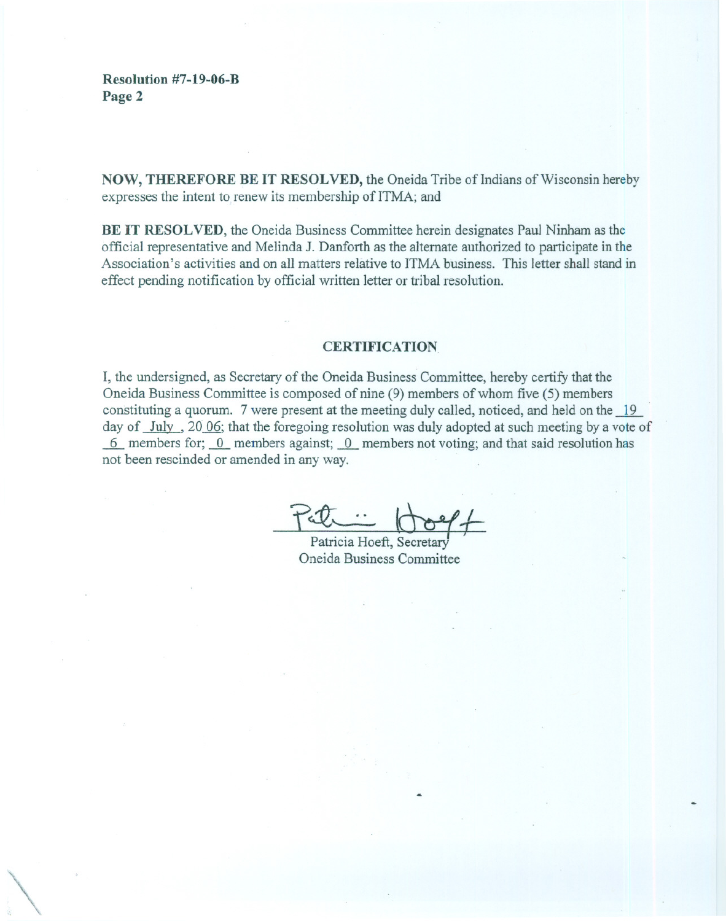**Resolution #7-19-06-B**
**Page 2**

**NOW, THEREFORE BE IT RESOLVED,** the Oneida Tribe of Indians of Wisconsin hereby expresses the intent to renew its membership of ITMA; and

**BE IT RESOLVED,** the Oneida Business Committee herein designates Paul Ninham as the official representative and Melinda J. Danforth as the alternate authorized to participate in the Association's activities and on all matters relative to ITMA business. This letter shall stand in effect pending notification by official written letter or tribal resolution.

## CERTIFICATION

I, the undersigned, as Secretary of the Oneida Business Committee, hereby certify that the Oneida Business Committee is composed of nine (9) members of whom five (5) members constituting a quorum. 7 were present at the meeting duly called, noticed, and held on the 19 day of July, 2006; that the foregoing resolution was duly adopted at such meeting by a vote of 6 members for; 0 members against; 0 members not voting; and that said resolution has not been rescinded or amended in any way.

Patricia Hoeft, Secretary
Oneida Business Committee